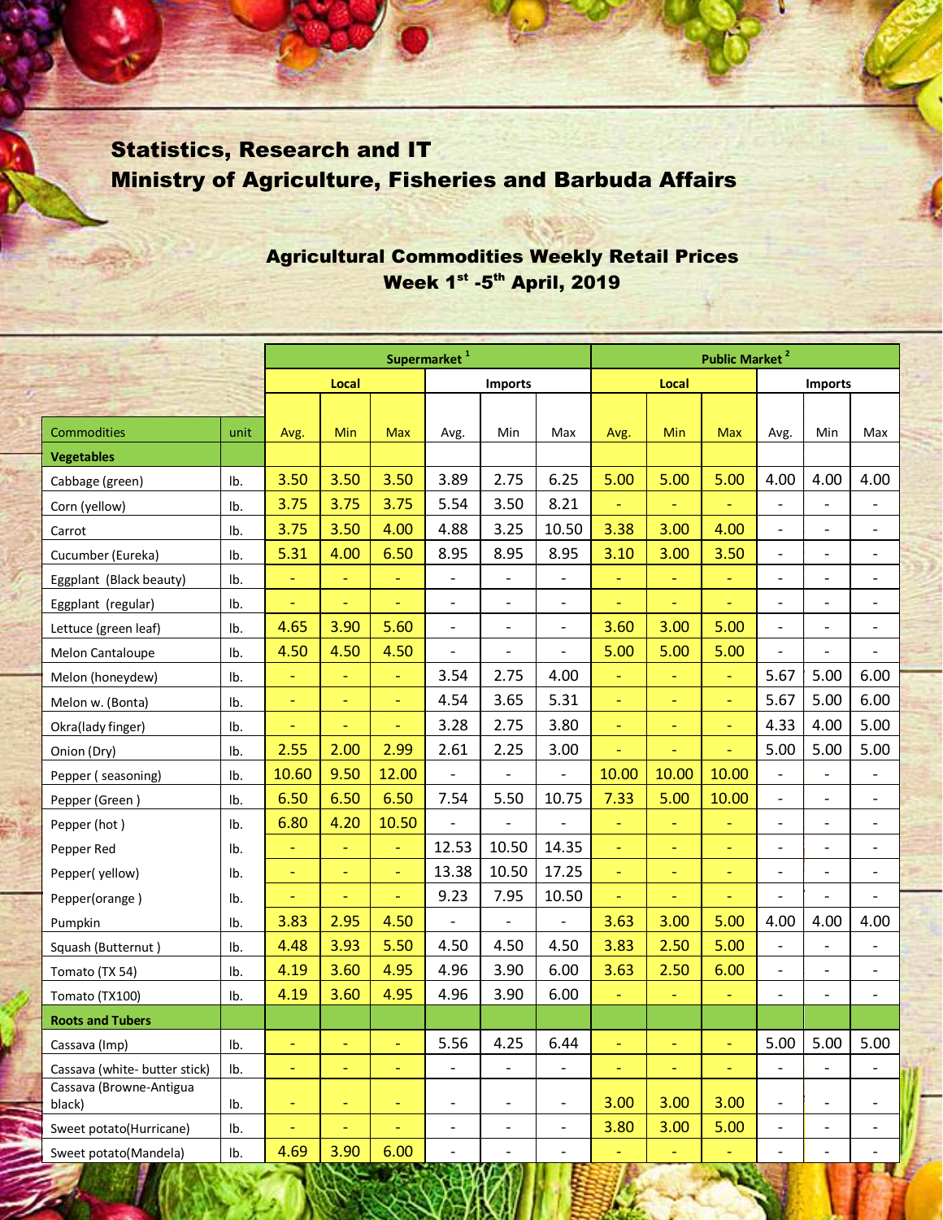## Statistics, Research and IT
## Ministry of Agriculture, Fisheries and Barbuda Affairs

### Agricultural Commodities Weekly Retail Prices
### Week 1st -5th April, 2019

| | | Supermarket [1] | | | | | | Public Market [2] | | | | | |
|---|---|---|---|---|---|---|---|---|---|---|---|---|---|
| | | Local | | | Imports | | | Local | | | Imports | | |
| Commodities | unit | Avg. | Min | Max | Avg. | Min | Max | Avg. | Min | Max | Avg. | Min | Max |
| **Vegetables** | | | | | | | | | | | | | |
| Cabbage (green) | lb. | 3.50 | 3.50 | 3.50 | 3.89 | 2.75 | 6.25 | 5.00 | 5.00 | 5.00 | 4.00 | 4.00 | 4.00 |
| Corn (yellow) | lb. | 3.75 | 3.75 | 3.75 | 5.54 | 3.50 | 8.21 | - | - | - | - | - | - |
| Carrot | lb. | 3.75 | 3.50 | 4.00 | 4.88 | 3.25 | 10.50 | 3.38 | 3.00 | 4.00 | - | - | - |
| Cucumber (Eureka) | lb. | 5.31 | 4.00 | 6.50 | 8.95 | 8.95 | 8.95 | 3.10 | 3.00 | 3.50 | - | - | - |
| Eggplant (Black beauty) | lb. | - | - | - | - | - | - | - | - | - | - | - | - |
| Eggplant (regular) | lb. | - | - | - | - | - | - | - | - | - | - | - | - |
| Lettuce (green leaf) | lb. | 4.65 | 3.90 | 5.60 | - | - | - | 3.60 | 3.00 | 5.00 | - | - | - |
| Melon Cantaloupe | lb. | 4.50 | 4.50 | 4.50 | - | - | - | 5.00 | 5.00 | 5.00 | - | - | - |
| Melon (honeydew) | lb. | - | - | - | 3.54 | 2.75 | 4.00 | - | - | - | 5.67 | 5.00 | 6.00 |
| Melon w. (Bonta) | lb. | - | - | - | 4.54 | 3.65 | 5.31 | - | - | - | 5.67 | 5.00 | 6.00 |
| Okra(lady finger) | lb. | - | - | - | 3.28 | 2.75 | 3.80 | - | - | - | 4.33 | 4.00 | 5.00 |
| Onion (Dry) | lb. | 2.55 | 2.00 | 2.99 | 2.61 | 2.25 | 3.00 | - | - | - | 5.00 | 5.00 | 5.00 |
| Pepper ( seasoning) | lb. | 10.60 | 9.50 | 12.00 | - | - | - | 10.00 | 10.00 | 10.00 | - | - | - |
| Pepper (Green ) | lb. | 6.50 | 6.50 | 6.50 | 7.54 | 5.50 | 10.75 | 7.33 | 5.00 | 10.00 | - | - | - |
| Pepper (hot ) | lb. | 6.80 | 4.20 | 10.50 | - | - | - | - | - | - | - | - | - |
| Pepper Red | lb. | - | - | - | 12.53 | 10.50 | 14.35 | - | - | - | - | - | - |
| Pepper( yellow) | lb. | - | - | - | 13.38 | 10.50 | 17.25 | - | - | - | - | - | - |
| Pepper(orange ) | lb. | - | - | - | 9.23 | 7.95 | 10.50 | - | - | - | - | - | - |
| Pumpkin | lb. | 3.83 | 2.95 | 4.50 | - | - | - | 3.63 | 3.00 | 5.00 | 4.00 | 4.00 | 4.00 |
| Squash (Butternut ) | lb. | 4.48 | 3.93 | 5.50 | 4.50 | 4.50 | 4.50 | 3.83 | 2.50 | 5.00 | - | - | - |
| Tomato (TX 54) | lb. | 4.19 | 3.60 | 4.95 | 4.96 | 3.90 | 6.00 | 3.63 | 2.50 | 6.00 | - | - | - |
| Tomato (TX100) | lb. | 4.19 | 3.60 | 4.95 | 4.96 | 3.90 | 6.00 | - | - | - | - | - | - |
| **Roots and Tubers** | | | | | | | | | | | | | |
| Cassava (Imp) | lb. | - | - | - | 5.56 | 4.25 | 6.44 | - | - | - | 5.00 | 5.00 | 5.00 |
| Cassava (white- butter stick) | lb. | - | - | - | - | - | - | - | - | - | - | - | - |
| Cassava (Browne-Antigua black) | lb. | - | - | - | - | - | - | 3.00 | 3.00 | 3.00 | - | - | - |
| Sweet potato(Hurricane) | lb. | - | - | - | - | - | - | 3.80 | 3.00 | 5.00 | - | - | - |
| Sweet potato(Mandela) | lb. | 4.69 | 3.90 | 6.00 | - | - | - | - | - | - | - | - | - |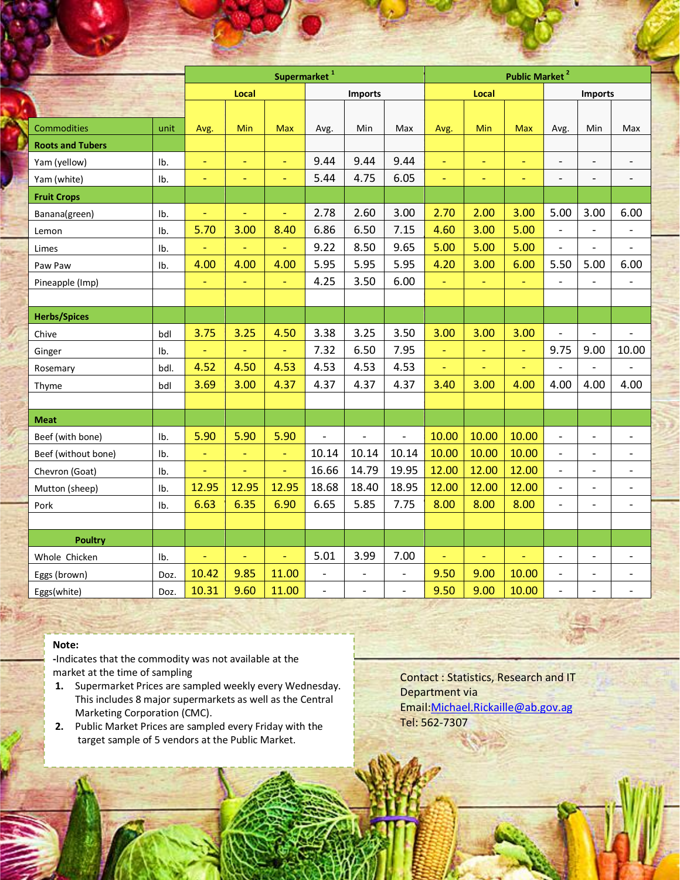| | | Supermarket [1] | | | | | | Public Market [2] | | | | | |
|---|---|---|---|---|---|---|---|---|---|---|---|---|---|
| | | Local | | | Imports | | | Local | | | Imports | | |
| Commodities | unit | Avg. | Min | Max | Avg. | Min | Max | Avg. | Min | Max | Avg. | Min | Max |
| **Roots and Tubers** | | | | | | | | | | | | | |
| Yam (yellow) | lb. | - | - | - | 9.44 | 9.44 | 9.44 | - | - | - | - | - | - |
| Yam (white) | lb. | - | - | - | 5.44 | 4.75 | 6.05 | - | - | - | - | - | - |
| **Fruit Crops** | | | | | | | | | | | | | |
| Banana(green) | lb. | - | - | - | 2.78 | 2.60 | 3.00 | 2.70 | 2.00 | 3.00 | 5.00 | 3.00 | 6.00 |
| Lemon | lb. | 5.70 | 3.00 | 8.40 | 6.86 | 6.50 | 7.15 | 4.60 | 3.00 | 5.00 | - | - | - |
| Limes | lb. | - | - | - | 9.22 | 8.50 | 9.65 | 5.00 | 5.00 | 5.00 | - | - | - |
| Paw Paw | lb. | 4.00 | 4.00 | 4.00 | 5.95 | 5.95 | 5.95 | 4.20 | 3.00 | 6.00 | 5.50 | 5.00 | 6.00 |
| Pineapple (Imp) | | - | - | - | 4.25 | 3.50 | 6.00 | - | - | - | - | - | - |
| | | | | | | | | | | | | | |
| **Herbs/Spices** | | | | | | | | | | | | | |
| Chive | bdl | 3.75 | 3.25 | 4.50 | 3.38 | 3.25 | 3.50 | 3.00 | 3.00 | 3.00 | - | - | - |
| Ginger | lb. | - | - | - | 7.32 | 6.50 | 7.95 | - | - | - | 9.75 | 9.00 | 10.00 |
| Rosemary | bdl. | 4.52 | 4.50 | 4.53 | 4.53 | 4.53 | 4.53 | - | - | - | - | - | - |
| Thyme | bdl | 3.69 | 3.00 | 4.37 | 4.37 | 4.37 | 4.37 | 3.40 | 3.00 | 4.00 | 4.00 | 4.00 | 4.00 |
| | | | | | | | | | | | | | |
| **Meat** | | | | | | | | | | | | | |
| Beef (with bone) | lb. | 5.90 | 5.90 | 5.90 | - | - | - | 10.00 | 10.00 | 10.00 | - | - | - |
| Beef (without bone) | lb. | - | - | - | 10.14 | 10.14 | 10.14 | 10.00 | 10.00 | 10.00 | - | - | - |
| Chevron (Goat) | lb. | - | - | - | 16.66 | 14.79 | 19.95 | 12.00 | 12.00 | 12.00 | - | - | - |
| Mutton (sheep) | lb. | 12.95 | 12.95 | 12.95 | 18.68 | 18.40 | 18.95 | 12.00 | 12.00 | 12.00 | - | - | - |
| Pork | lb. | 6.63 | 6.35 | 6.90 | 6.65 | 5.85 | 7.75 | 8.00 | 8.00 | 8.00 | - | - | - |
| | | | | | | | | | | | | | |
| **Poultry** | | | | | | | | | | | | | |
| Whole Chicken | lb. | - | - | - | 5.01 | 3.99 | 7.00 | - | - | - | - | - | - |
| Eggs (brown) | Doz. | 10.42 | 9.85 | 11.00 | - | - | - | 9.50 | 9.00 | 10.00 | - | - | - |
| Eggs(white) | Doz. | 10.31 | 9.60 | 11.00 | - | - | - | 9.50 | 9.00 | 10.00 | - | - | - |

**Note:**

-Indicates that the commodity was not available at the market at the time of sampling

1. Supermarket Prices are sampled weekly every Wednesday. This includes 8 major supermarkets as well as the Central Marketing Corporation (CMC).
2. Public Market Prices are sampled every Friday with the target sample of 5 vendors at the Public Market.

Contact : Statistics, Research and IT Department via
Email:Michael.Rickaille@ab.gov.ag
Tel: 562-7307